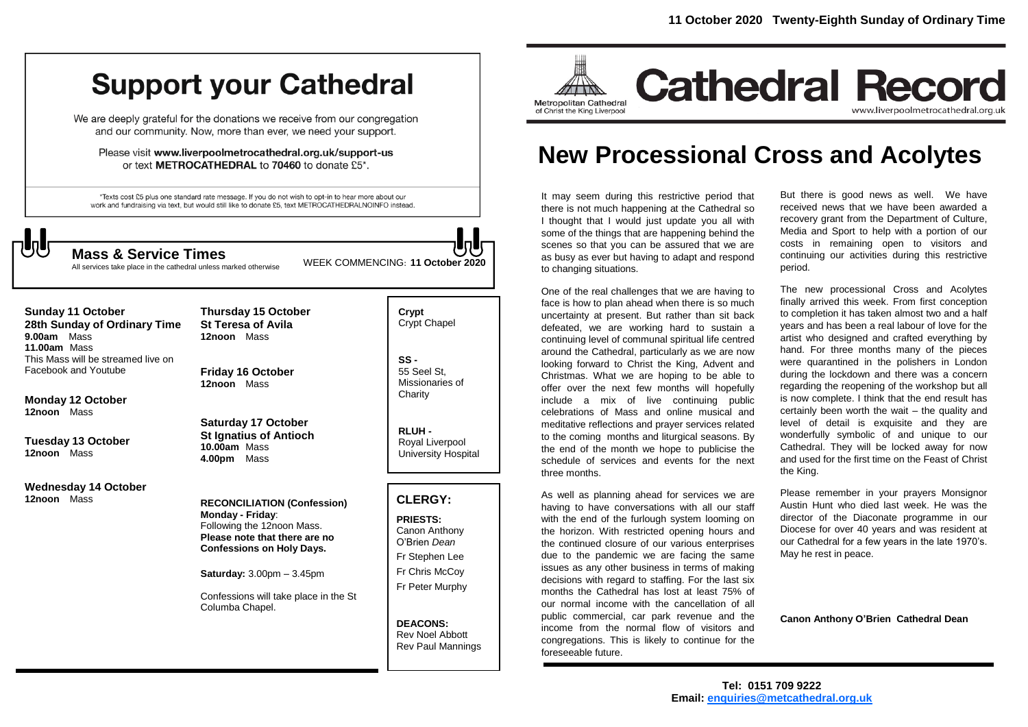# Support your Cathedral

We are deeply grateful for the donations we receive from our congregation and our community. Now, more than ever, we need your support.

Please visit **www.liverpoolmetrocathedral.org.uk/support-us** or text **METROCATHEDRAL** to **70460** to donate £5*.

*Texts cost £5 plus one standard rate message. If you do not wish to opt-in to hear more about our work and fundraising via text, but would still like to donate £5, text METROCATHEDRALNOINFO instead.

## Mass & Service Times

All services take place in the cathedral unless marked otherwise

WEEK COMMENCING: **11 October 2020**

**Sunday 11 October**
**28th Sunday of Ordinary Time**
**9.00am** Mass
**11.00am** Mass
This Mass will be streamed live on Facebook and Youtube

**Monday 12 October**
**12noon** Mass

**Tuesday 13 October**
**12noon** Mass

**Wednesday 14 October**
**12noon** Mass

**Thursday 15 October**
**St Teresa of Avila**
**12noon** Mass

**Friday 16 October**
**12noon** Mass

**Saturday 17 October**
**St Ignatius of Antioch**
**10.00am** Mass
**4.00pm** Mass

**RECONCILIATION (Confession)**
**Monday - Friday**:
Following the 12noon Mass.
**Please note that there are no Confessions on Holy Days.**

**Saturday:** 3.00pm – 3.45pm

Confessions will take place in the St Columba Chapel.

**Crypt**
Crypt Chapel

**SS -**
55 Seel St, Missionaries of Charity

**RLUH -**
Royal Liverpool University Hospital

## CLERGY:

**PRIESTS:**
Canon Anthony O'Brien *Dean*
Fr Stephen Lee
Fr Chris McCoy
Fr Peter Murphy

**DEACONS:**
Rev Noel Abbott
Rev Paul Mannings

**11 October 2020 Twenty-Eighth Sunday of Ordinary Time**

Metropolitan Cathedral of Christ the King Liverpool

# Cathedral Record

www.liverpoolmetrocathedral.org.uk

# New Processional Cross and Acolytes

It may seem during this restrictive period that there is not much happening at the Cathedral so I thought that I would just update you all with some of the things that are happening behind the scenes so that you can be assured that we are as busy as ever but having to adapt and respond to changing situations.

One of the real challenges that we are having to face is how to plan ahead when there is so much uncertainty at present. But rather than sit back defeated, we are working hard to sustain a continuing level of communal spiritual life centred around the Cathedral, particularly as we are now looking forward to Christ the King, Advent and Christmas. What we are hoping to be able to offer over the next few months will hopefully include a mix of live continuing public celebrations of Mass and online musical and meditative reflections and prayer services related to the coming months and liturgical seasons. By the end of the month we hope to publicise the schedule of services and events for the next three months.

As well as planning ahead for services we are having to have conversations with all our staff with the end of the furlough system looming on the horizon. With restricted opening hours and the continued closure of our various enterprises due to the pandemic we are facing the same issues as any other business in terms of making decisions with regard to staffing. For the last six months the Cathedral has lost at least 75% of our normal income with the cancellation of all public commercial, car park revenue and the income from the normal flow of visitors and congregations. This is likely to continue for the foreseeable future.

But there is good news as well. We have received news that we have been awarded a recovery grant from the Department of Culture, Media and Sport to help with a portion of our costs in remaining open to visitors and continuing our activities during this restrictive period.

The new processional Cross and Acolytes finally arrived this week. From first conception to completion it has taken almost two and a half years and has been a real labour of love for the artist who designed and crafted everything by hand. For three months many of the pieces were quarantined in the polishers in London during the lockdown and there was a concern regarding the reopening of the workshop but all is now complete. I think that the end result has certainly been worth the wait – the quality and level of detail is exquisite and they are wonderfully symbolic of and unique to our Cathedral. They will be locked away for now and used for the first time on the Feast of Christ the King.

Please remember in your prayers Monsignor Austin Hunt who died last week. He was the director of the Diaconate programme in our Diocese for over 40 years and was resident at our Cathedral for a few years in the late 1970's. May he rest in peace.

**Canon Anthony O'Brien Cathedral Dean**

**Tel: 0151 709 9222**
**Email: enquiries@metcathedral.org.uk**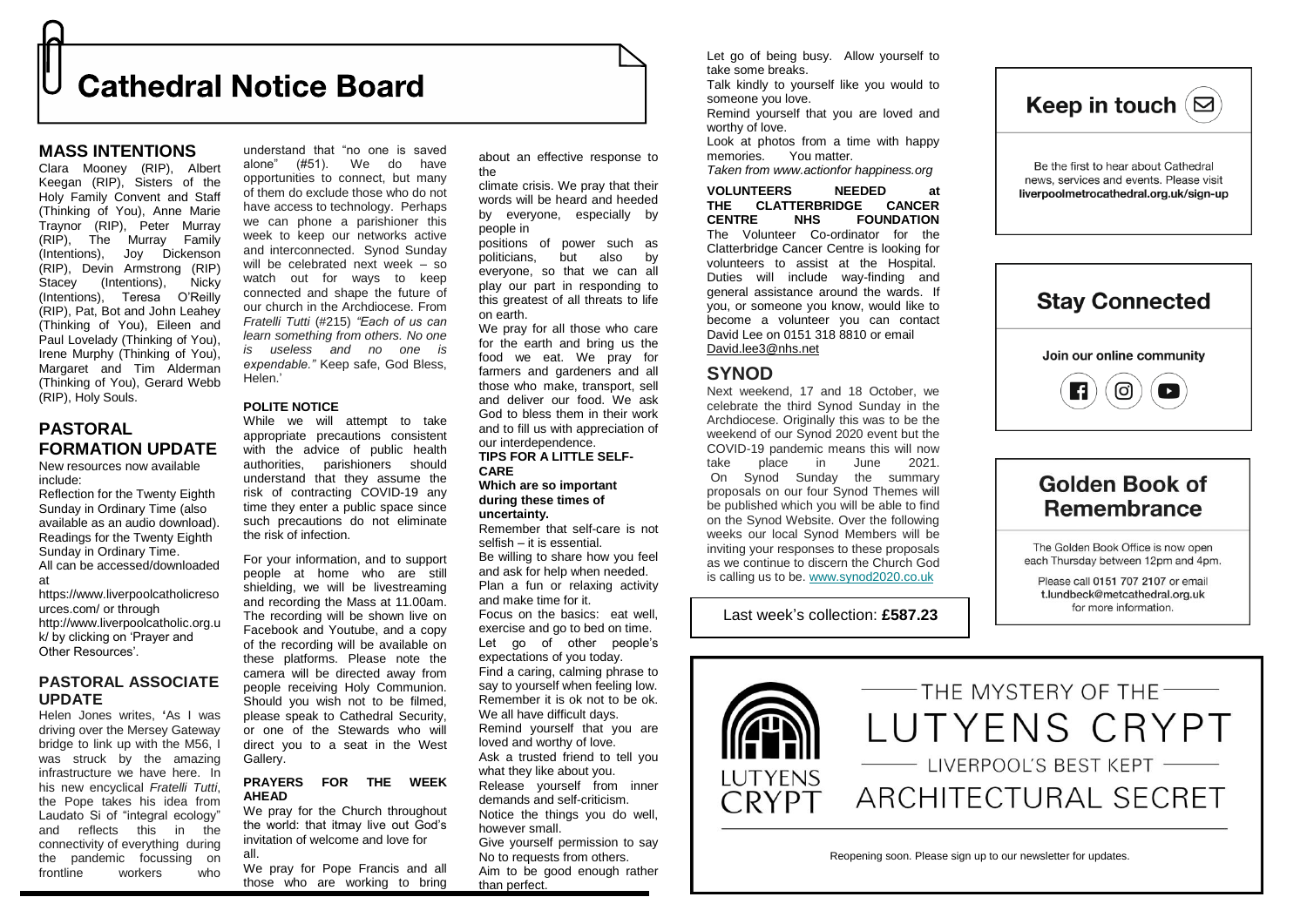# Cathedral Notice Board

## MASS INTENTIONS

Clara Mooney (RIP), Albert Keegan (RIP), Sisters of the Holy Family Convent and Staff (Thinking of You), Anne Marie Traynor (RIP), Peter Murray (RIP), The Murray Family (Intentions), Joy Dickenson (RIP), Devin Armstrong (RIP) Stacey (Intentions), Nicky (Intentions), Teresa O'Reilly (RIP), Pat, Bot and John Leahey (Thinking of You), Eileen and Paul Lovelady (Thinking of You), Irene Murphy (Thinking of You), Margaret and Tim Alderman (Thinking of You), Gerard Webb (RIP), Holy Souls.

## PASTORAL FORMATION UPDATE

New resources now available include:

Reflection for the Twenty Eighth Sunday in Ordinary Time (also available as an audio download).

Readings for the Twenty Eighth Sunday in Ordinary Time.

All can be accessed/downloaded at https://www.liverpoolcatholicresources.com/ or through http://www.liverpoolcatholic.org.uk/ by clicking on 'Prayer and Other Resources'.

### PASTORAL ASSOCIATE UPDATE

Helen Jones writes, 'As I was driving over the Mersey Gateway bridge to link up with the M56, I was struck by the amazing infrastructure we have here. In his new encyclical *Fratelli Tutti*, the Pope takes his idea from Laudato Si of "integral ecology" and reflects this in the connectivity of everything during the pandemic focussing on frontline workers who understand that "no one is saved alone" (#51). We do have opportunities to connect, but many of them do exclude those who do not have access to technology. Perhaps we can phone a parishioner this week to keep our networks active and interconnected. Synod Sunday will be celebrated next week – so watch out for ways to keep connected and shape the future of our church in the Archdiocese. From *Fratelli Tutti* (#215) *"Each of us can learn something from others. No one is useless and no one is expendable."* Keep safe, God Bless, Helen.'

**POLITE NOTICE**

While we will attempt to take appropriate precautions consistent with the advice of public health authorities, parishioners should understand that they assume the risk of contracting COVID-19 any time they enter a public space since such precautions do not eliminate the risk of infection.

For your information, and to support people at home who are still shielding, we will be livestreaming and recording the Mass at 11.00am. The recording will be shown live on Facebook and Youtube, and a copy of the recording will be available on these platforms. Please note the camera will be directed away from people receiving Holy Communion. Should you wish not to be filmed, please speak to Cathedral Security, or one of the Stewards who will direct you to a seat in the West Gallery.

**PRAYERS FOR THE WEEK AHEAD**

We pray for the Church throughout the world: that itmay live out God's invitation of welcome and love for all.

We pray for Pope Francis and all those who are working to bring about an effective response to the climate crisis. We pray that their words will be heard and heeded by everyone, especially by people in positions of power such as politicians, but also by everyone, so that we can all play our part in responding to this greatest of all threats to life on earth.

We pray for all those who care for the earth and bring us the food we eat. We pray for farmers and gardeners and all those who make, transport, sell and deliver our food. We ask God to bless them in their work and to fill us with appreciation of our interdependence.

**TIPS FOR A LITTLE SELF-CARE**

**Which are so important during these times of uncertainty.**

Remember that self-care is not selfish – it is essential.

Be willing to share how you feel and ask for help when needed.

Plan a fun or relaxing activity and make time for it.

Focus on the basics: eat well, exercise and go to bed on time.

Let go of other people's expectations of you today.

Find a caring, calming phrase to say to yourself when feeling low.

Remember it is ok not to be ok. We all have difficult days.

Remind yourself that you are loved and worthy of love.

Ask a trusted friend to tell you what they like about you.

Release yourself from inner demands and self-criticism.

Notice the things you do well, however small.

Give yourself permission to say No to requests from others.

Aim to be good enough rather than perfect.

Let go of being busy. Allow yourself to take some breaks.

Talk kindly to yourself like you would to someone you love.

Remind yourself that you are loved and worthy of love.

Look at photos from a time with happy memories. You matter.

*Taken from www.actionfor happiness.org*

**VOLUNTEERS NEEDED at THE CLATTERBRIDGE CANCER CENTRE NHS FOUNDATION**

The Volunteer Co-ordinator for the Clatterbridge Cancer Centre is looking for volunteers to assist at the Hospital. Duties will include way-finding and general assistance around the wards. If you, or someone you know, would like to become a volunteer you can contact David Lee on 0151 318 8810 or email David.lee3@nhs.net

## SYNOD

Next weekend, 17 and 18 October, we celebrate the third Synod Sunday in the Archdiocese. Originally this was to be the weekend of our Synod 2020 event but the COVID-19 pandemic means this will now take place in June 2021. On Synod Sunday the summary proposals on our four Synod Themes will be published which you will be able to find on the Synod Website. Over the following weeks our local Synod Members will be inviting your responses to these proposals as we continue to discern the Church God is calling us to be. www.synod2020.co.uk

Last week's collection: **£587.23**

## Keep in touch

Be the first to hear about Cathedral news, services and events. Please visit **liverpoolmetrocathedral.org.uk/sign-up**

## Stay Connected

Join our online community

## Golden Book of Remembrance

The Golden Book Office is now open each Thursday between 12pm and 4pm.

Please call **0151 707 2107** or email **t.lundbeck@metcathedral.org.uk** for more information.

LUTYENS CRYPT

THE MYSTERY OF THE LUTYENS CRYPT

LIVERPOOL'S BEST KEPT ARCHITECTURAL SECRET

Reopening soon. Please sign up to our newsletter for updates.